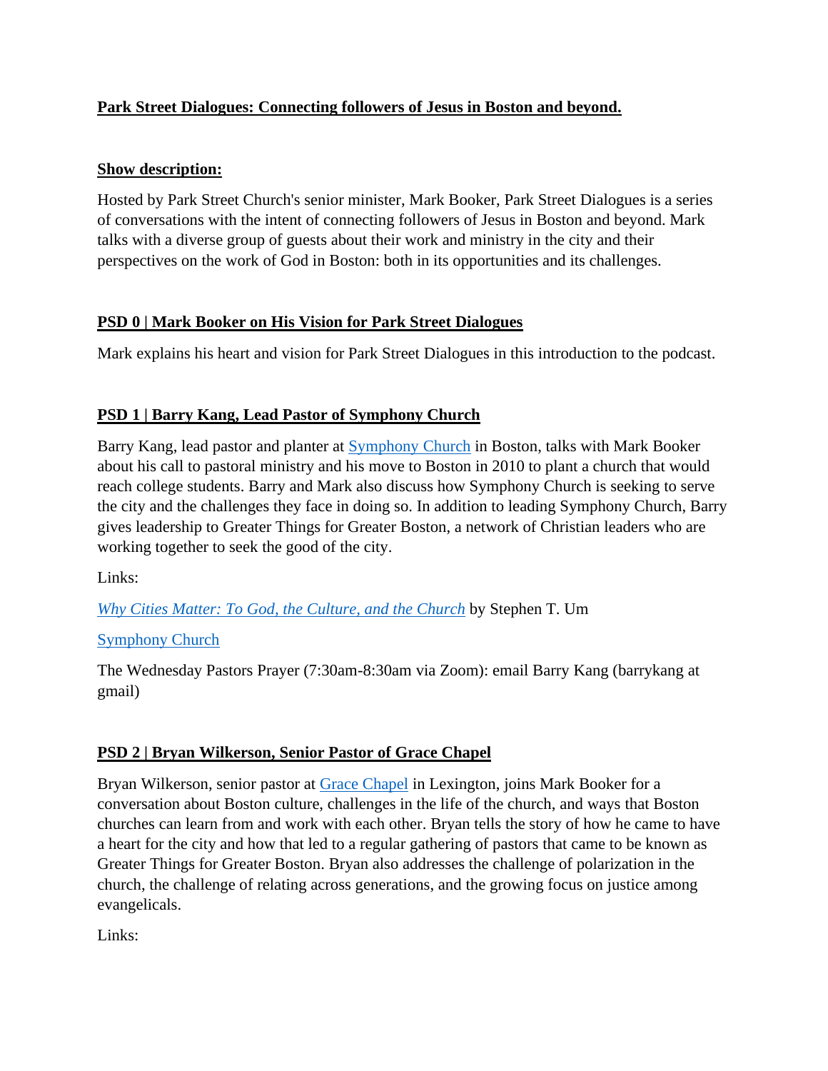**Park Street Dialogues: Connecting followers of Jesus in Boston and beyond.**

**Show description:**

Hosted by Park Street Church's senior minister, Mark Booker, Park Street Dialogues is a series of conversations with the intent of connecting followers of Jesus in Boston and beyond. Mark talks with a diverse group of guests about their work and ministry in the city and their perspectives on the work of God in Boston: both in its opportunities and its challenges.

**PSD 0 | Mark Booker on His Vision for Park Street Dialogues**

Mark explains his heart and vision for Park Street Dialogues in this introduction to the podcast.

**PSD 1 | Barry Kang, Lead Pastor of Symphony Church**

Barry Kang, lead pastor and planter at Symphony Church in Boston, talks with Mark Booker about his call to pastoral ministry and his move to Boston in 2010 to plant a church that would reach college students. Barry and Mark also discuss how Symphony Church is seeking to serve the city and the challenges they face in doing so. In addition to leading Symphony Church, Barry gives leadership to Greater Things for Greater Boston, a network of Christian leaders who are working together to seek the good of the city.

Links:

*Why Cities Matter: To God, the Culture, and the Church* by Stephen T. Um

Symphony Church

The Wednesday Pastors Prayer (7:30am-8:30am via Zoom): email Barry Kang (barrykang at gmail)

**PSD 2 | Bryan Wilkerson, Senior Pastor of Grace Chapel**

Bryan Wilkerson, senior pastor at Grace Chapel in Lexington, joins Mark Booker for a conversation about Boston culture, challenges in the life of the church, and ways that Boston churches can learn from and work with each other. Bryan tells the story of how he came to have a heart for the city and how that led to a regular gathering of pastors that came to be known as Greater Things for Greater Boston. Bryan also addresses the challenge of polarization in the church, the challenge of relating across generations, and the growing focus on justice among evangelicals.

Links: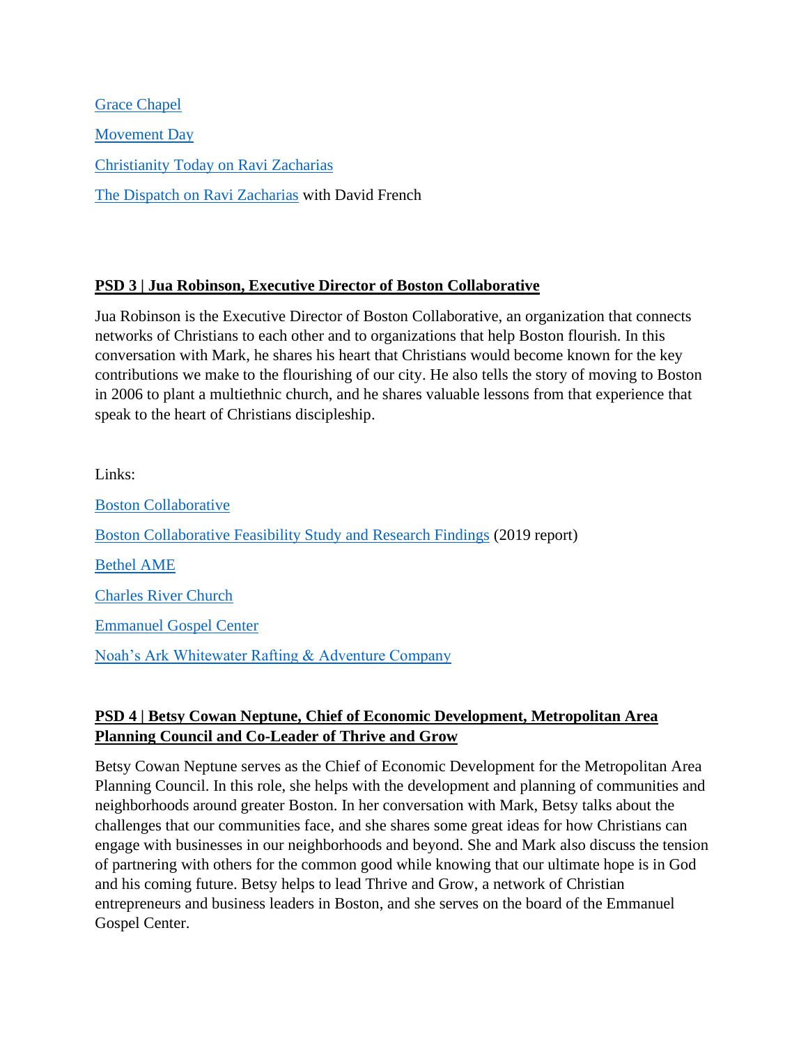[Grace Chapel]

[Movement Day]

[Christianity Today on Ravi Zacharias]

[The Dispatch on Ravi Zacharias] with David French

## PSD 3 | Jua Robinson, Executive Director of Boston Collaborative

Jua Robinson is the Executive Director of Boston Collaborative, an organization that connects networks of Christians to each other and to organizations that help Boston flourish. In this conversation with Mark, he shares his heart that Christians would become known for the key contributions we make to the flourishing of our city. He also tells the story of moving to Boston in 2006 to plant a multiethnic church, and he shares valuable lessons from that experience that speak to the heart of Christians discipleship.

Links:

[Boston Collaborative]

[Boston Collaborative Feasibility Study and Research Findings] (2019 report)

[Bethel AME]

[Charles River Church]

[Emmanuel Gospel Center]

[Noah's Ark Whitewater Rafting & Adventure Company]

## PSD 4 | Betsy Cowan Neptune, Chief of Economic Development, Metropolitan Area Planning Council and Co-Leader of Thrive and Grow

Betsy Cowan Neptune serves as the Chief of Economic Development for the Metropolitan Area Planning Council. In this role, she helps with the development and planning of communities and neighborhoods around greater Boston. In her conversation with Mark, Betsy talks about the challenges that our communities face, and she shares some great ideas for how Christians can engage with businesses in our neighborhoods and beyond. She and Mark also discuss the tension of partnering with others for the common good while knowing that our ultimate hope is in God and his coming future. Betsy helps to lead Thrive and Grow, a network of Christian entrepreneurs and business leaders in Boston, and she serves on the board of the Emmanuel Gospel Center.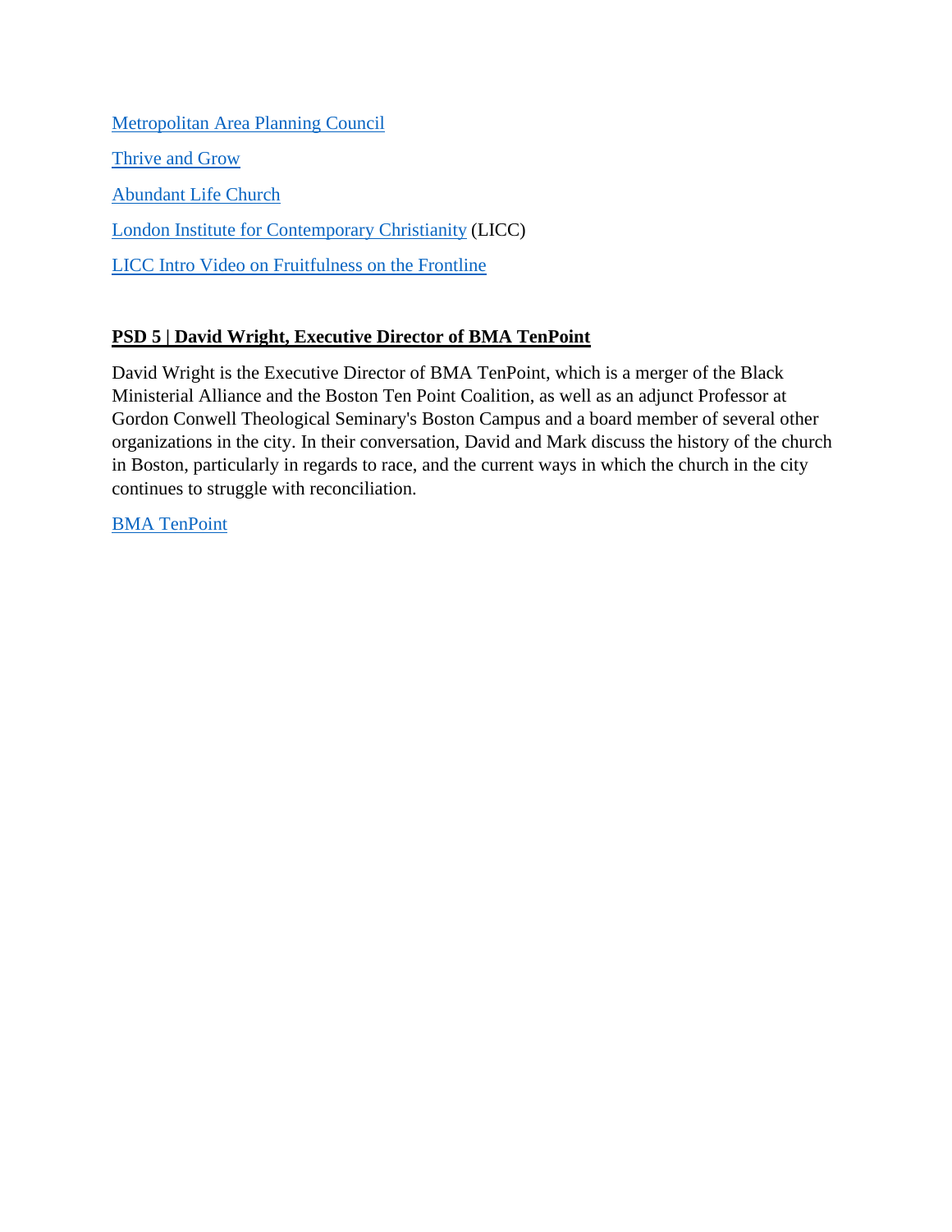[Metropolitan Area Planning Council]

[Thrive and Grow]

[Abundant Life Church]

[London Institute for Contemporary Christianity] (LICC)

[LICC Intro Video on Fruitfulness on the Frontline]

**PSD 5 | David Wright, Executive Director of BMA TenPoint**

David Wright is the Executive Director of BMA TenPoint, which is a merger of the Black Ministerial Alliance and the Boston Ten Point Coalition, as well as an adjunct Professor at Gordon Conwell Theological Seminary's Boston Campus and a board member of several other organizations in the city. In their conversation, David and Mark discuss the history of the church in Boston, particularly in regards to race, and the current ways in which the church in the city continues to struggle with reconciliation.

[BMA TenPoint]